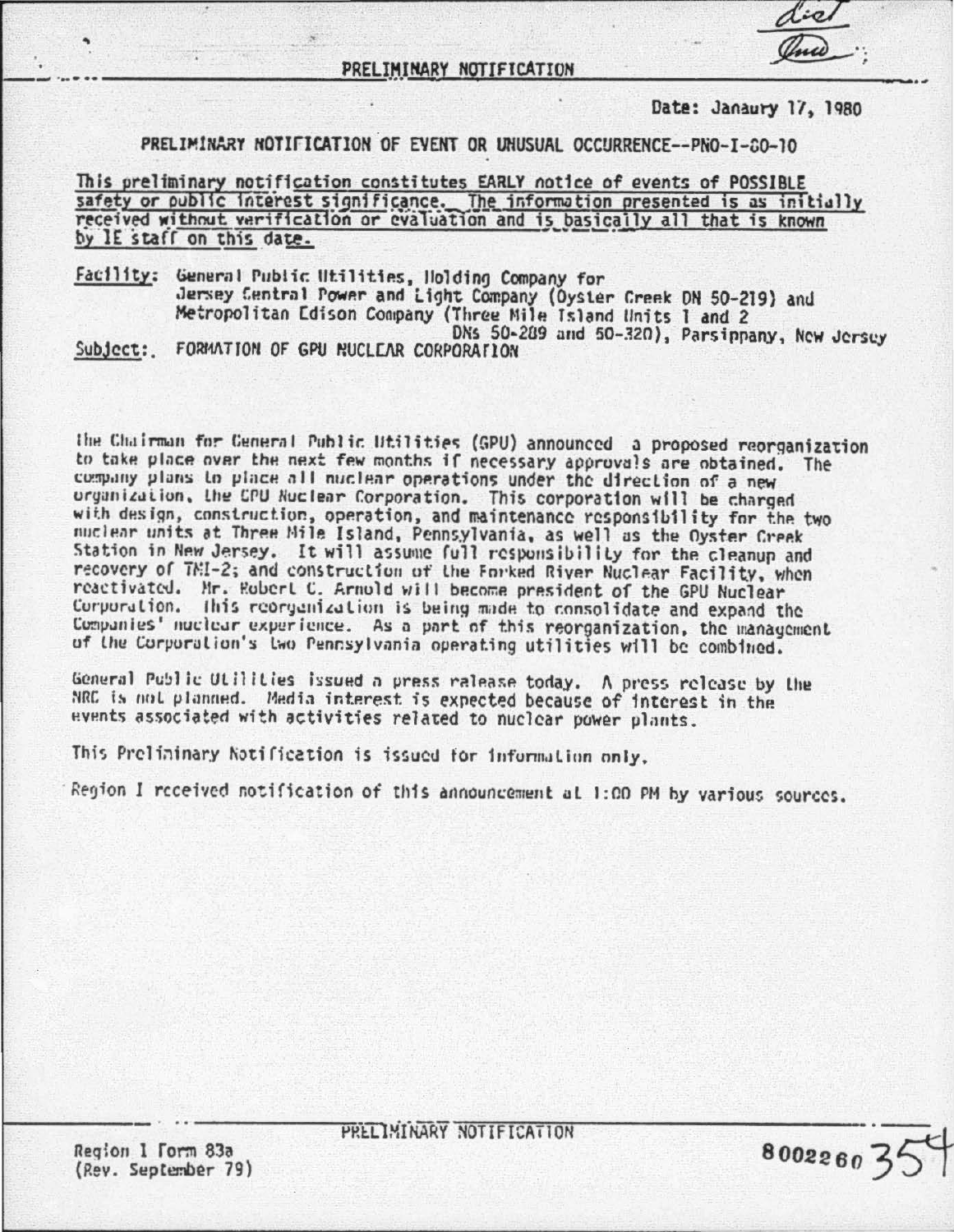PRELIMINARY NOTIFICATION

Date: Janaury 17, 1980

PRELIMINARY NOTIFICATION OF EVENT OR UNUSUAL OCCURRENCE--PNO-I-80-10

This preliminary notification constitutes EARLY notice of events of POSSIBLE safety or public interest significance. The information presented is as initially received without verification or evaluation and is basically all that is known by IE staff on this date.

Facility: General Public Utilities, Holding Company for Jersey Central Power and Light Company (Oyster Creek DN 50-219) and Metropolitan Edison Company (Three Mile Island Units 1 and 2 DNs 50-289 and 50-320), Parsippany, New Jersey

Subject: FORMATION OF GPU NUCLEAR CORPORATION

The Chairman for General Public Utilities (GPU) announced a proposed reorganization to take place over the next few months if necessary approvals are obtained. The company plans to place all nuclear operations under the direction of a new organization, the GPU Nuclear Corporation. This corporation will be charged with design, construction, operation, and maintenance responsibility for the two nuclear units at Three Mile Island, Pennsylvania, as well as the Oyster Creek Station in New Jersey. It will assume full responsibility for the cleanup and recovery of TMI-2; and construction of the Forked River Nuclear Facility, when reactivated. Mr. Robert C. Arnold will become president of the GPU Nuclear Corporation. This reorganization is being made to consolidate and expand the Companies' nuclear experience. As a part of this reorganization, the management of the Corporation's two Pennsylvania operating utilities will be combined.

General Public Utilities issued a press release today. A press release by the NRC is not planned. Media interest is expected because of interest in the events associated with activities related to nuclear power plants.

This Preliminary Notification is issued for information only.

Region I received notification of this announcement at 1:00 PM by various sources.

PRELIMINARY NOTIFICATION

Region I Form 83a
(Rev. September 79)

8002260354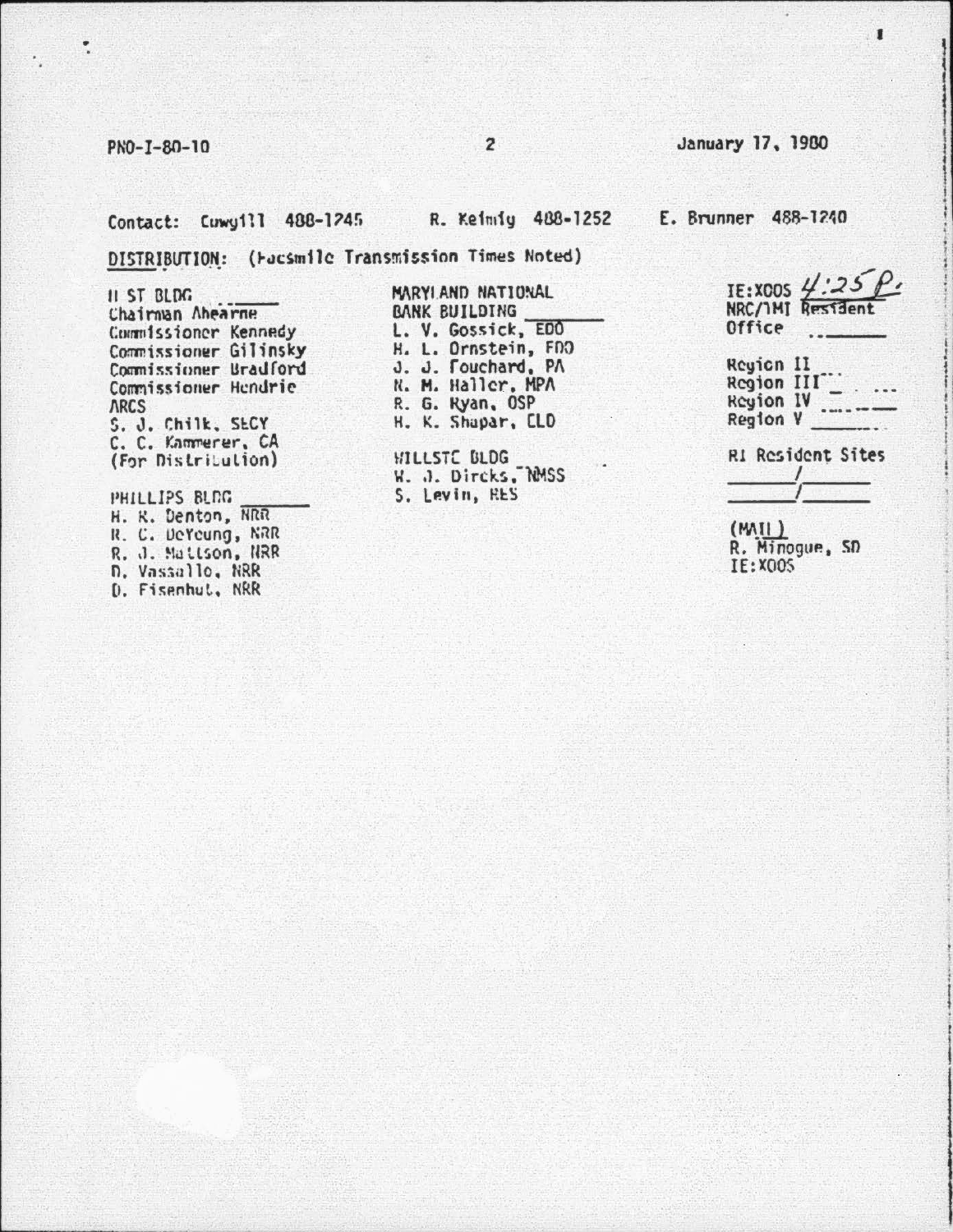PNO-I-80-10 January 17, 1980

Contact: Cowgill 488-1245 R. Keimig 488-1252 E. Brunner 488-1240

DISTRIBUTION: (Facsimile Transmission Times Noted)

H ST BLDG ______
Chairman Ahearne
Commissioner Kennedy
Commissioner Gilinsky
Commissioner Bradford
Commissioner Hendrie
ARCS
S. J. Chilk, SECY
C. C. Kammerer, CA
(For Distribution)

PHILLIPS BLDG ______
H. R. Denton, NRR
R. C. DeYoung, NRR
R. J. Mattson, NRR
D. Vassallo, NRR
D. Eisenhut, NRR

MARYLAND NATIONAL BANK BUILDING ______
L. V. Gossick, EDO
H. L. Ornstein, EDO
J. J. Fouchard, PA
N. M. Haller, MPA
R. G. Ryan, OSP
H. K. Shapar, ELD

WILLSTE BLDG
W. J. Dircks, NMSS
S. Levin, RES

IE:XOOS 4:25 P.
NRC/TMI Resident Office ______

Region II ___
Region III ___
Region IV ___
Region V ___

RI Resident Sites
______/______
______/______

(MAIL)
R. Minogue, SD
IE:XOOS